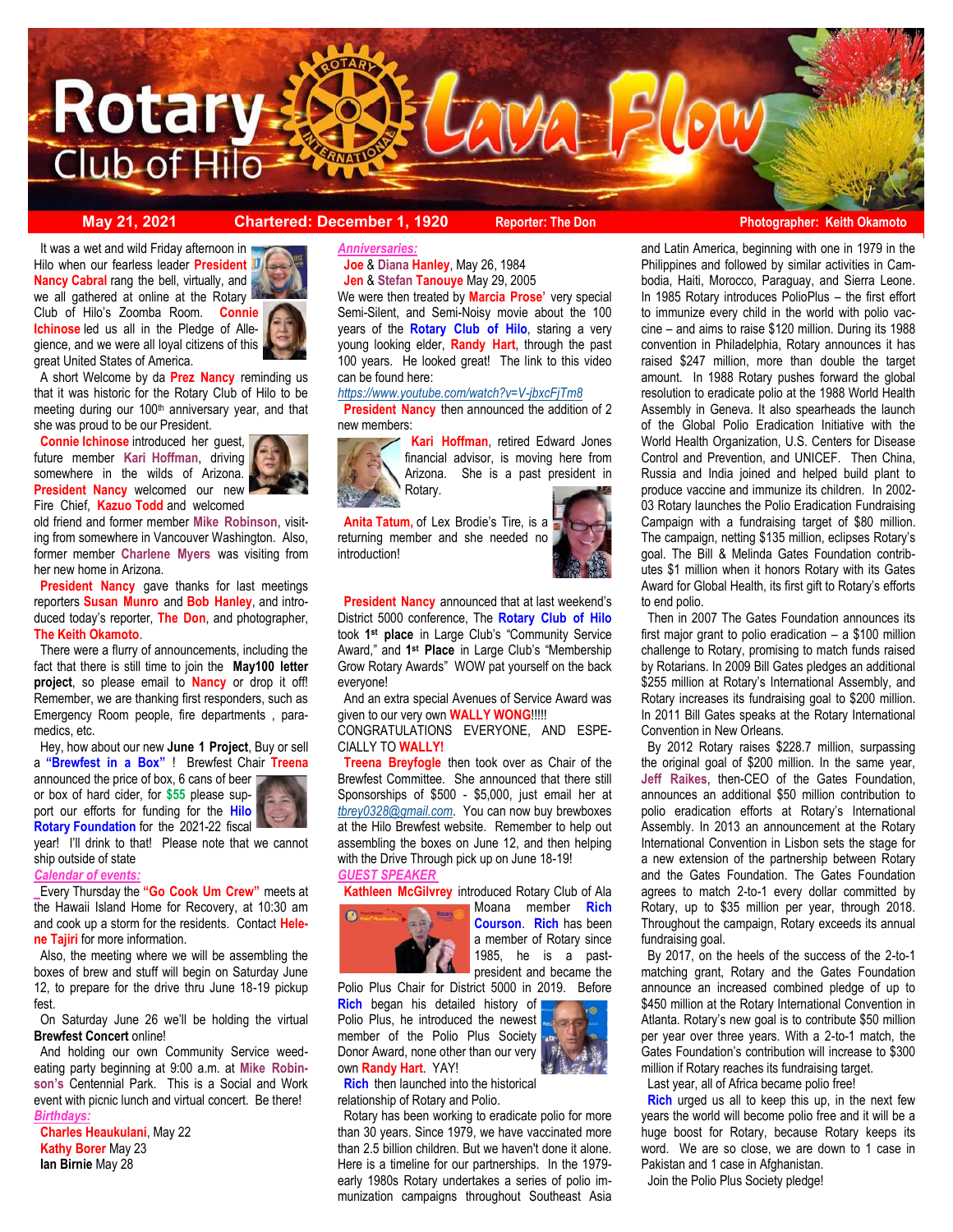# Rotary Club of Hilo Lava Flow

**May 21, 2021** | **Chartered: December 1, 1920** | **Reporter: The Don** | **Photographer: Keith Okamoto**

It was a wet and wild Friday afternoon in Hilo when our fearless leader **President Nancy Cabral** rang the bell, virtually, and we all gathered at online at the Rotary Club of Hilo's Zoomba Room. **Connie Ichinose** led us all in the Pledge of Allegience, and we were all loyal citizens of this great United States of America.

A short Welcome by da **Prez Nancy** reminding us that it was historic for the Rotary Club of Hilo to be meeting during our 100th anniversary year, and that she was proud to be our President.

**Connie Ichinose** introduced her guest, future member **Kari Hoffman**, driving somewhere in the wilds of Arizona. **President Nancy** welcomed our new Fire Chief, **Kazuo Todd** and welcomed old friend and former member **Mike Robinson**, visiting from somewhere in Vancouver Washington. Also, former member **Charlene Myers** was visiting from her new home in Arizona.

**President Nancy** gave thanks for last meetings reporters **Susan Munro** and **Bob Hanley**, and introduced today's reporter, **The Don**, and photographer, **The Keith Okamoto**.

There were a flurry of announcements, including the fact that there is still time to join the **May100 letter project**, so please email to **Nancy** or drop it off! Remember, we are thanking first responders, such as Emergency Room people, fire departments , paramedics, etc.

Hey, how about our new **June 1 Project**, Buy or sell a **"Brewfest in a Box"** ! Brewfest Chair **Treena** announced the price of box, 6 cans of beer or box of hard cider, for **$55** please support our efforts for funding for the **Hilo Rotary Foundation** for the 2021-22 fiscal year! I'll drink to that! Please note that we cannot ship outside of state

*Calendar of events:*

Every Thursday the **"Go Cook Um Crew"** meets at the Hawaii Island Home for Recovery, at 10:30 am and cook up a storm for the residents. Contact **Helene Tajiri** for more information.

Also, the meeting where we will be assembling the boxes of brew and stuff will begin on Saturday June 12, to prepare for the drive thru June 18-19 pickup fest.

On Saturday June 26 we'll be holding the virtual **Brewfest Concert** online!

And holding our own Community Service weed-eating party beginning at 9:00 a.m. at **Mike Robinson's** Centennial Park. This is a Social and Work event with picnic lunch and virtual concert. Be there!

*Birthdays:*

**Charles Heaukulani**, May 22
**Kathy Borer** May 23
**Ian Birnie** May 28

*Anniversaries:*

**Joe** & **Diana Hanley**, May 26, 1984
**Jen** & **Stefan Tanouye** May 29, 2005

We were then treated by **Marcia Prose'** very special Semi-Silent, and Semi-Noisy movie about the 100 years of the **Rotary Club of Hilo**, staring a very young looking elder, **Randy Hart**, through the past 100 years. He looked great! The link to this video can be found here:
*https://www.youtube.com/watch?v=V-jbxcFjTm8*

**President Nancy** then announced the addition of 2 new members:

**Kari Hoffman**, retired Edward Jones financial advisor, is moving here from Arizona. She is a past president in Rotary.

**Anita Tatum,** of Lex Brodie's Tire, is a returning member and she needed no introduction!

**President Nancy** announced that at last weekend's District 5000 conference, The **Rotary Club of Hilo** took **1st place** in Large Club's "Community Service Award," and **1st Place** in Large Club's "Membership Grow Rotary Awards" WOW pat yourself on the back everyone!

And an extra special Avenues of Service Award was given to our very own **WALLY WONG**!!!!!
CONGRATULATIONS EVERYONE, AND ESPECIALLY TO **WALLY!**

**Treena Breyfogle** then took over as Chair of the Brewfest Committee. She announced that there still Sponsorships of $500 - $5,000, just email her at *tbrey0328@gmail.com*. You can now buy brewboxes at the Hilo Brewfest website. Remember to help out assembling the boxes on June 12, and then helping with the Drive Through pick up on June 18-19!

*GUEST SPEAKER*

**Kathleen McGilvrey** introduced Rotary Club of Ala Moana member **Rich Courson**. **Rich** has been a member of Rotary since 1985, he is a past-president and became the Polio Plus Chair for District 5000 in 2019. Before **Rich** began his detailed history of Polio Plus, he introduced the newest member of the Polio Plus Society Donor Award, none other than our very own **Randy Hart**. YAY!

**Rich** then launched into the historical relationship of Rotary and Polio.

Rotary has been working to eradicate polio for more than 30 years. Since 1979, we have vaccinated more than 2.5 billion children. But we haven't done it alone. Here is a timeline for our partnerships. In the 1979-early 1980s Rotary undertakes a series of polio immunization campaigns throughout Southeast Asia and Latin America, beginning with one in 1979 in the Philippines and followed by similar activities in Cambodia, Haiti, Morocco, Paraguay, and Sierra Leone. In 1985 Rotary introduces PolioPlus – the first effort to immunize every child in the world with polio vaccine – and aims to raise $120 million. During its 1988 convention in Philadelphia, Rotary announces it has raised $247 million, more than double the target amount. In 1988 Rotary pushes forward the global resolution to eradicate polio at the 1988 World Health Assembly in Geneva. It also spearheads the launch of the Global Polio Eradication Initiative with the World Health Organization, U.S. Centers for Disease Control and Prevention, and UNICEF. Then China, Russia and India joined and helped build plant to produce vaccine and immunize its children. In 2002-03 Rotary launches the Polio Eradication Fundraising Campaign with a fundraising target of $80 million. The campaign, netting $135 million, eclipses Rotary's goal. The Bill & Melinda Gates Foundation contributes $1 million when it honors Rotary with its Gates Award for Global Health, its first gift to Rotary's efforts to end polio.

Then in 2007 The Gates Foundation announces its first major grant to polio eradication – a $100 million challenge to Rotary, promising to match funds raised by Rotarians. In 2009 Bill Gates pledges an additional $255 million at Rotary's International Assembly, and Rotary increases its fundraising goal to $200 million. In 2011 Bill Gates speaks at the Rotary International Convention in New Orleans.

By 2012 Rotary raises $228.7 million, surpassing the original goal of $200 million. In the same year, **Jeff Raikes**, then-CEO of the Gates Foundation, announces an additional $50 million contribution to polio eradication efforts at Rotary's International Assembly. In 2013 an announcement at the Rotary International Convention in Lisbon sets the stage for a new extension of the partnership between Rotary and the Gates Foundation. The Gates Foundation agrees to match 2-to-1 every dollar committed by Rotary, up to $35 million per year, through 2018. Throughout the campaign, Rotary exceeds its annual fundraising goal.

By 2017, on the heels of the success of the 2-to-1 matching grant, Rotary and the Gates Foundation announce an increased combined pledge of up to $450 million at the Rotary International Convention in Atlanta. Rotary's new goal is to contribute $50 million per year over three years. With a 2-to-1 match, the Gates Foundation's contribution will increase to $300 million if Rotary reaches its fundraising target.

Last year, all of Africa became polio free!

**Rich** urged us all to keep this up, in the next few years the world will become polio free and it will be a huge boost for Rotary, because Rotary keeps its word. We are so close, we are down to 1 case in Pakistan and 1 case in Afghanistan.

Join the Polio Plus Society pledge!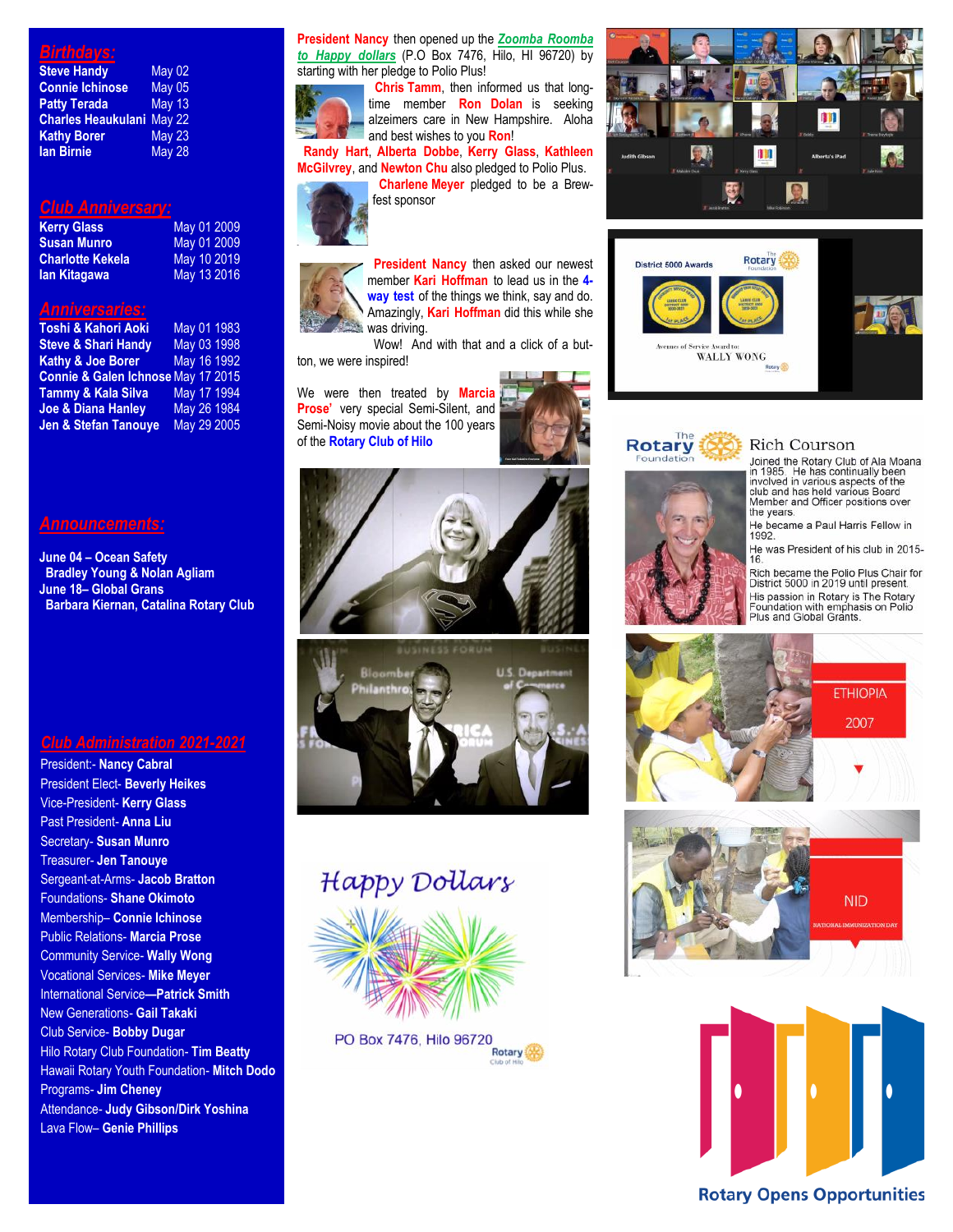## Birthdays:

| | |
|---|---|
| Steve Handy | May 02 |
| Connie Ichinose | May 05 |
| Patty Terada | May 13 |
| Charles Heaukulani | May 22 |
| Kathy Borer | May 23 |
| Ian Birnie | May 28 |

## Club Anniversary:

| | |
|---|---|
| Kerry Glass | May 01 2009 |
| Susan Munro | May 01 2009 |
| Charlotte Kekela | May 10 2019 |
| Ian Kitagawa | May 13 2016 |

## Anniversaries:

| | |
|---|---|
| Toshi & Kahori Aoki | May 01 1983 |
| Steve & Shari Handy | May 03 1998 |
| Kathy & Joe Borer | May 16 1992 |
| Connie & Galen Ichnose | May 17 2015 |
| Tammy & Kala Silva | May 17 1994 |
| Joe & Diana Hanley | May 26 1984 |
| Jen & Stefan Tanouye | May 29 2005 |

## Announcements:

**June 04 – Ocean Safety**
**Bradley Young & Nolan Agliam**
**June 18– Global Grans**
**Barbara Kiernan, Catalina Rotary Club**

## Club Administration 2021-2021

President:- **Nancy Cabral**
President Elect- **Beverly Heikes**
Vice-President- **Kerry Glass**
Past President- **Anna Liu**
Secretary- **Susan Munro**
Treasurer- **Jen Tanouye**
Sergeant-at-Arms- **Jacob Bratton**
Foundations- **Shane Okimoto**
Membership– **Connie Ichinose**
Public Relations- **Marcia Prose**
Community Service- **Wally Wong**
Vocational Services- **Mike Meyer**
International Service—**Patrick Smith**
New Generations- **Gail Takaki**
Club Service- **Bobby Dugar**
Hilo Rotary Club Foundation- **Tim Beatty**
Hawaii Rotary Youth Foundation- **Mitch Dodo**
Programs- **Jim Cheney**
Attendance- **Judy Gibson/Dirk Yoshina**
Lava Flow– **Genie Phillips**

**President Nancy** then opened up the ***Zoomba Roomba to Happy dollars*** (P.O Box 7476, Hilo, HI 96720) by starting with her pledge to Polio Plus!

**Chris Tamm**, then informed us that long-time member **Ron Dolan** is seeking alzeimers care in New Hampshire. Aloha and best wishes to you **Ron**!

**Randy Hart**, **Alberta Dobbe**, **Kerry Glass**, **Kathleen McGilvrey**, and **Newton Chu** also pledged to Polio Plus.

**Charlene Meyer** pledged to be a Brew-fest sponsor

**President Nancy** then asked our newest member **Kari Hoffman** to lead us in the **4-way test** of the things we think, say and do. Amazingly, **Kari Hoffman** did this while she was driving.

Wow! And with that and a click of a button, we were inspired!

We were then treated by **Marcia Prose'** very special Semi-Silent, and Semi-Noisy movie about the 100 years of the **Rotary Club of Hilo**

Happy Dollars

PO Box 7476, Hilo 96720

District 5000 Awards

Avenues of Service Award to:
WALLY WONG

Rich Courson

Joined the Rotary Club of Ala Moana in 1985. He has continually been involved in various aspects of the club and has held various Board Member and Officer positions over the years.

He became a Paul Harris Fellow in 1992.

He was President of his club in 2015-16.

Rich became the Polio Plus Chair for District 5000 in 2019 until present.

His passion in Rotary is The Rotary Foundation with emphasis on Polio Plus and Global Grants.

ETHIOPIA
2007

NID
NATIONAL IMMUNIZATION DAY

Rotary Opens Opportunities